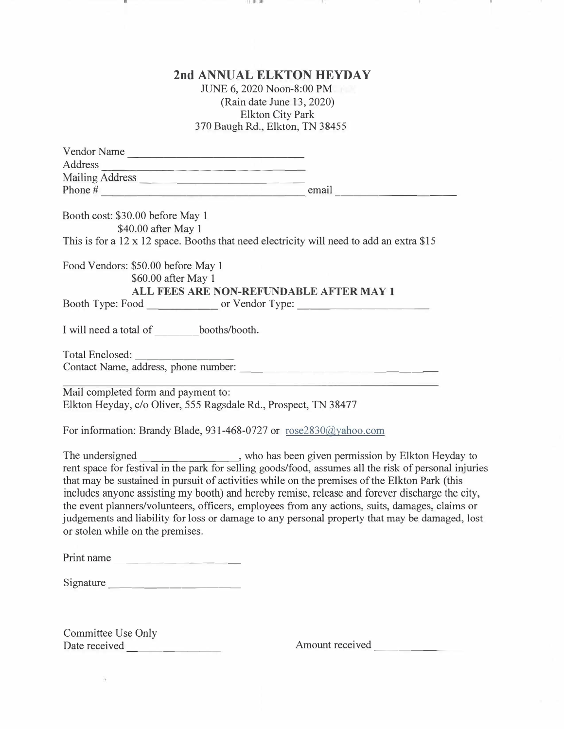# 2nd ANNUAL ELKTON HEYDAY

JUNE 6, 2020 Noon-8:00 PM
(Rain date June 13, 2020)
Elkton City Park
370 Baugh Rd., Elkton, TN 38455

Vendor Name ______________________________
Address ______________________________
Mailing Address ______________________________
Phone # ______________________________ email ____________________

Booth cost: $30.00 before May 1
$40.00 after May 1
This is for a 12 x 12 space. Booths that need electricity will need to add an extra $15

Food Vendors: $50.00 before May 1
$60.00 after May 1

**ALL FEES ARE NON-REFUNDABLE AFTER MAY 1**

Booth Type: Food ____________ or Vendor Type: ______________________

I will need a total of ________booths/booth.

Total Enclosed: ________________
Contact Name, address, phone number: ______________________________

Mail completed form and payment to:
Elkton Heyday, c/o Oliver, 555 Ragsdale Rd., Prospect, TN 38477

For information: Brandy Blade, 931-468-0727 or rose2830@yahoo.com

The undersigned ________________, who has been given permission by Elkton Heyday to rent space for festival in the park for selling goods/food, assumes all the risk of personal injuries that may be sustained in pursuit of activities while on the premises of the Elkton Park (this includes anyone assisting my booth) and hereby remise, release and forever discharge the city, the event planners/volunteers, officers, employees from any actions, suits, damages, claims or judgements and liability for loss or damage to any personal property that may be damaged, lost or stolen while on the premises.

Print name ____________________

Signature ____________________

Committee Use Only
Date received ________________ Amount received ______________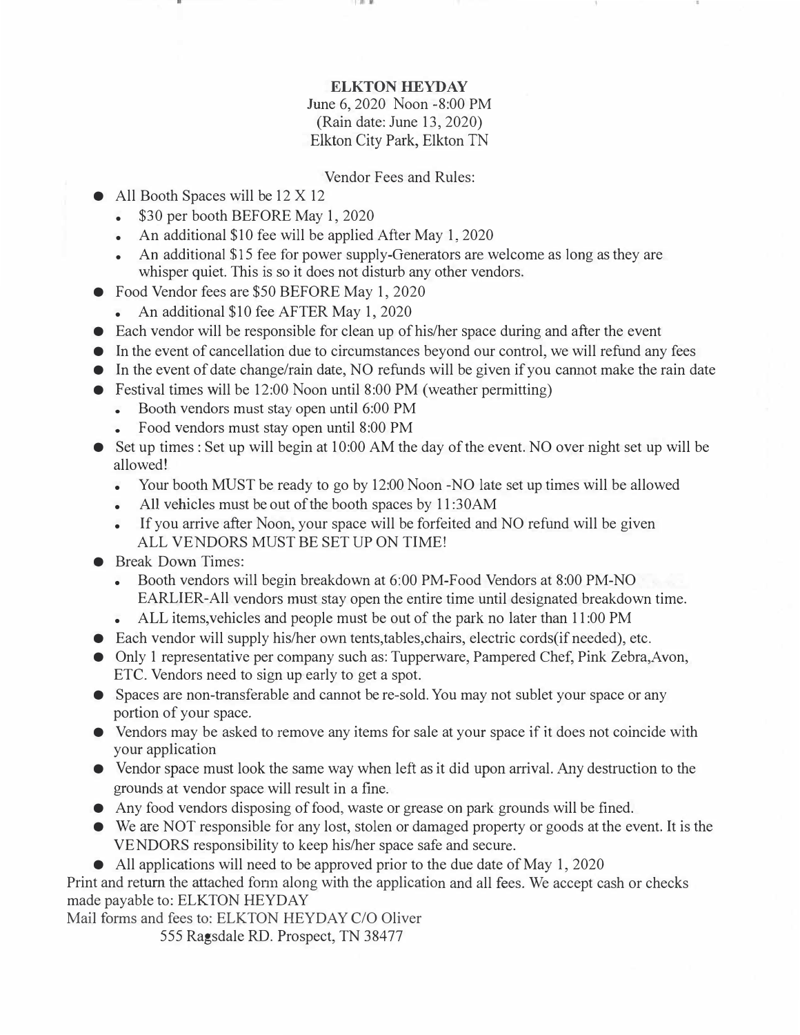**ELKTON HEYDAY**

June 6, 2020 Noon -8:00 PM
(Rain date: June 13, 2020)
Elkton City Park, Elkton TN

Vendor Fees and Rules:

- All Booth Spaces will be 12 X 12
  - $30 per booth BEFORE May 1, 2020
  - An additional $10 fee will be applied After May 1, 2020
  - An additional $15 fee for power supply-Generators are welcome as long as they are whisper quiet. This is so it does not disturb any other vendors.
- Food Vendor fees are $50 BEFORE May 1, 2020
  - An additional $10 fee AFTER May 1, 2020
- Each vendor will be responsible for clean up of his/her space during and after the event
- In the event of cancellation due to circumstances beyond our control, we will refund any fees
- In the event of date change/rain date, NO refunds will be given if you cannot make the rain date
- Festival times will be 12:00 Noon until 8:00 PM (weather permitting)
  - Booth vendors must stay open until 6:00 PM
  - Food vendors must stay open until 8:00 PM
- Set up times : Set up will begin at 10:00 AM the day of the event. NO over night set up will be allowed!
  - Your booth MUST be ready to go by 12:00 Noon -NO late set up times will be allowed
  - All vehicles must be out of the booth spaces by 11:30AM
  - If you arrive after Noon, your space will be forfeited and NO refund will be given
  ALL VENDORS MUST BE SET UP ON TIME!
- Break Down Times:
  - Booth vendors will begin breakdown at 6:00 PM-Food Vendors at 8:00 PM-NO EARLIER-All vendors must stay open the entire time until designated breakdown time.
  - ALL items,vehicles and people must be out of the park no later than 11:00 PM
- Each vendor will supply his/her own tents,tables,chairs, electric cords(if needed), etc.
- Only 1 representative per company such as: Tupperware, Pampered Chef, Pink Zebra,Avon, ETC. Vendors need to sign up early to get a spot.
- Spaces are non-transferable and cannot be re-sold. You may not sublet your space or any portion of your space.
- Vendors may be asked to remove any items for sale at your space if it does not coincide with your application
- Vendor space must look the same way when left as it did upon arrival. Any destruction to the grounds at vendor space will result in a fine.
- Any food vendors disposing of food, waste or grease on park grounds will be fined.
- We are NOT responsible for any lost, stolen or damaged property or goods at the event. It is the VENDORS responsibility to keep his/her space safe and secure.
- All applications will need to be approved prior to the due date of May 1, 2020

Print and return the attached form along with the application and all fees. We accept cash or checks made payable to: ELKTON HEYDAY

Mail forms and fees to: ELKTON HEYDAY C/O Oliver
555 Ragsdale RD. Prospect, TN 38477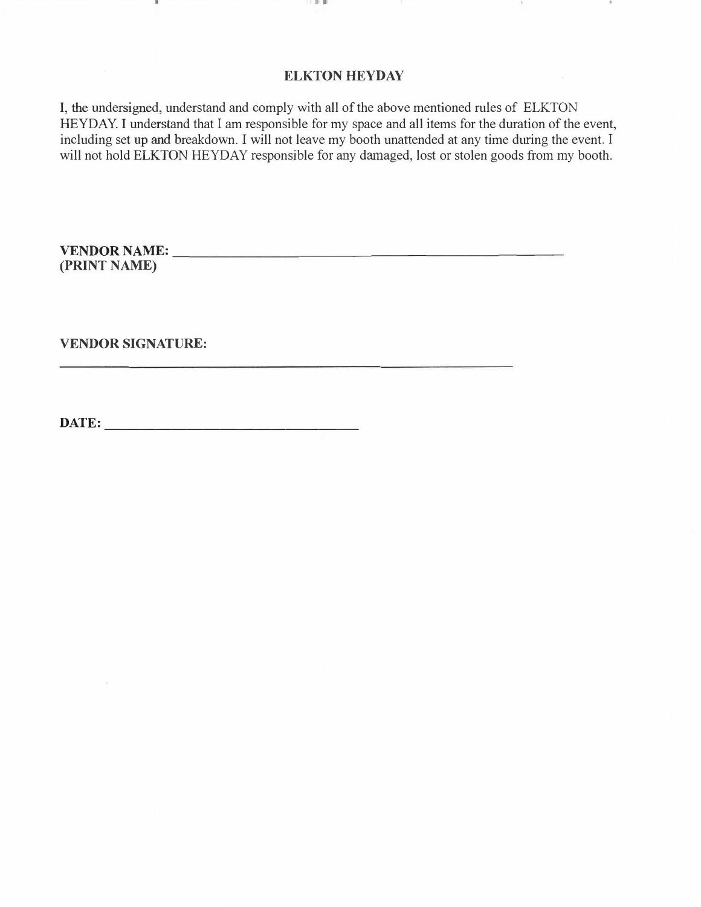## ELKTON HEYDAY

I, the undersigned, understand and comply with all of the above mentioned rules of ELKTON HEYDAY. I understand that I am responsible for my space and all items for the duration of the event, including set up and breakdown. I will not leave my booth unattended at any time during the event. I will not hold ELKTON HEYDAY responsible for any damaged, lost or stolen goods from my booth.

**VENDOR NAME:** ______________________________________________
**(PRINT NAME)**

**VENDOR SIGNATURE:**

______________________________________________

**DATE:** ______________________________